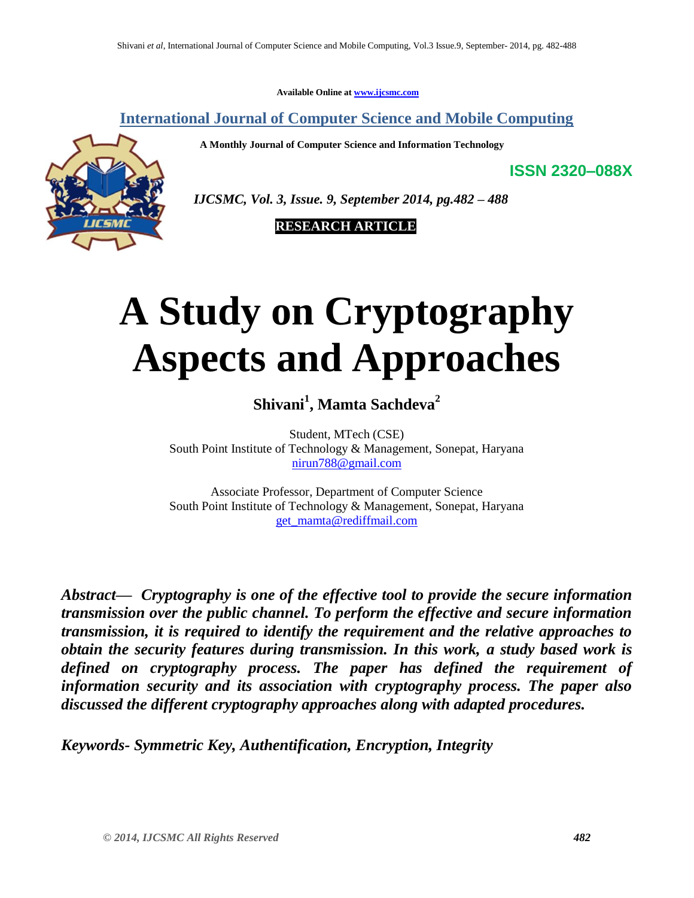Available Online at www.ijcsmc.com

## International Journal of Computer Science and Mobile Computing

**A Monthly Journal of Computer Science and Information Technology**

**ISSN 2320–088X**

*IJCSMC, Vol. 3, Issue. 9, September 2014, pg.482 – 488*

**RESEARCH ARTICLE**

# A Study on Cryptography Aspects and Approaches

**Shivani[1], Mamta Sachdeva[2]**

Student, MTech (CSE)
South Point Institute of Technology & Management, Sonepat, Haryana
nirun788@gmail.com

Associate Professor, Department of Computer Science
South Point Institute of Technology & Management, Sonepat, Haryana
get_mamta@rediffmail.com

***Abstract***— ***Cryptography is one of the effective tool to provide the secure information transmission over the public channel. To perform the effective and secure information transmission, it is required to identify the requirement and the relative approaches to obtain the security features during transmission. In this work, a study based work is defined on cryptography process. The paper has defined the requirement of information security and its association with cryptography process. The paper also discussed the different cryptography approaches along with adapted procedures.***

***Keywords- Symmetric Key, Authentification, Encryption, Integrity***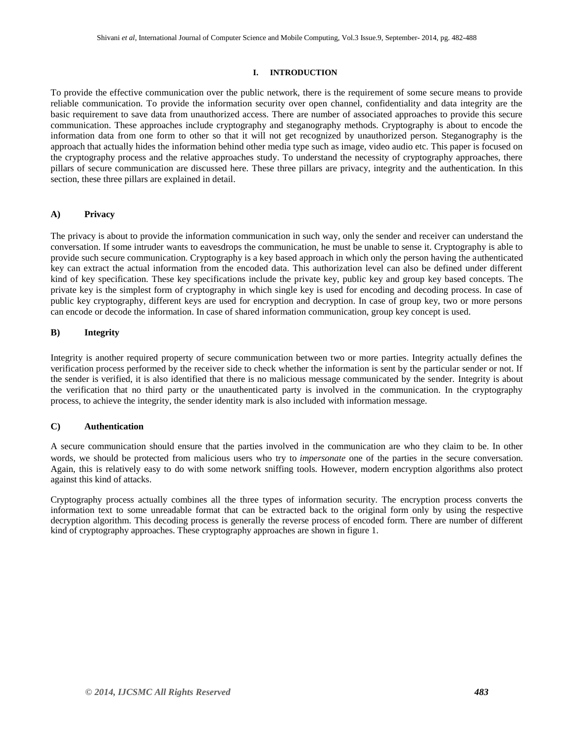## I. INTRODUCTION

To provide the effective communication over the public network, there is the requirement of some secure means to provide reliable communication. To provide the information security over open channel, confidentiality and data integrity are the basic requirement to save data from unauthorized access. There are number of associated approaches to provide this secure communication. These approaches include cryptography and steganography methods. Cryptography is about to encode the information data from one form to other so that it will not get recognized by unauthorized person. Steganography is the approach that actually hides the information behind other media type such as image, video audio etc. This paper is focused on the cryptography process and the relative approaches study. To understand the necessity of cryptography approaches, there pillars of secure communication are discussed here. These three pillars are privacy, integrity and the authentication. In this section, these three pillars are explained in detail.

### A) Privacy

The privacy is about to provide the information communication in such way, only the sender and receiver can understand the conversation. If some intruder wants to eavesdrops the communication, he must be unable to sense it. Cryptography is able to provide such secure communication. Cryptography is a key based approach in which only the person having the authenticated key can extract the actual information from the encoded data. This authorization level can also be defined under different kind of key specification. These key specifications include the private key, public key and group key based concepts. The private key is the simplest form of cryptography in which single key is used for encoding and decoding process. In case of public key cryptography, different keys are used for encryption and decryption. In case of group key, two or more persons can encode or decode the information. In case of shared information communication, group key concept is used.

### B) Integrity

Integrity is another required property of secure communication between two or more parties. Integrity actually defines the verification process performed by the receiver side to check whether the information is sent by the particular sender or not. If the sender is verified, it is also identified that there is no malicious message communicated by the sender. Integrity is about the verification that no third party or the unauthenticated party is involved in the communication. In the cryptography process, to achieve the integrity, the sender identity mark is also included with information message.

### C) Authentication

A secure communication should ensure that the parties involved in the communication are who they claim to be. In other words, we should be protected from malicious users who try to *impersonate* one of the parties in the secure conversation. Again, this is relatively easy to do with some network sniffing tools. However, modern encryption algorithms also protect against this kind of attacks.

Cryptography process actually combines all the three types of information security. The encryption process converts the information text to some unreadable format that can be extracted back to the original form only by using the respective decryption algorithm. This decoding process is generally the reverse process of encoded form. There are number of different kind of cryptography approaches. These cryptography approaches are shown in figure 1.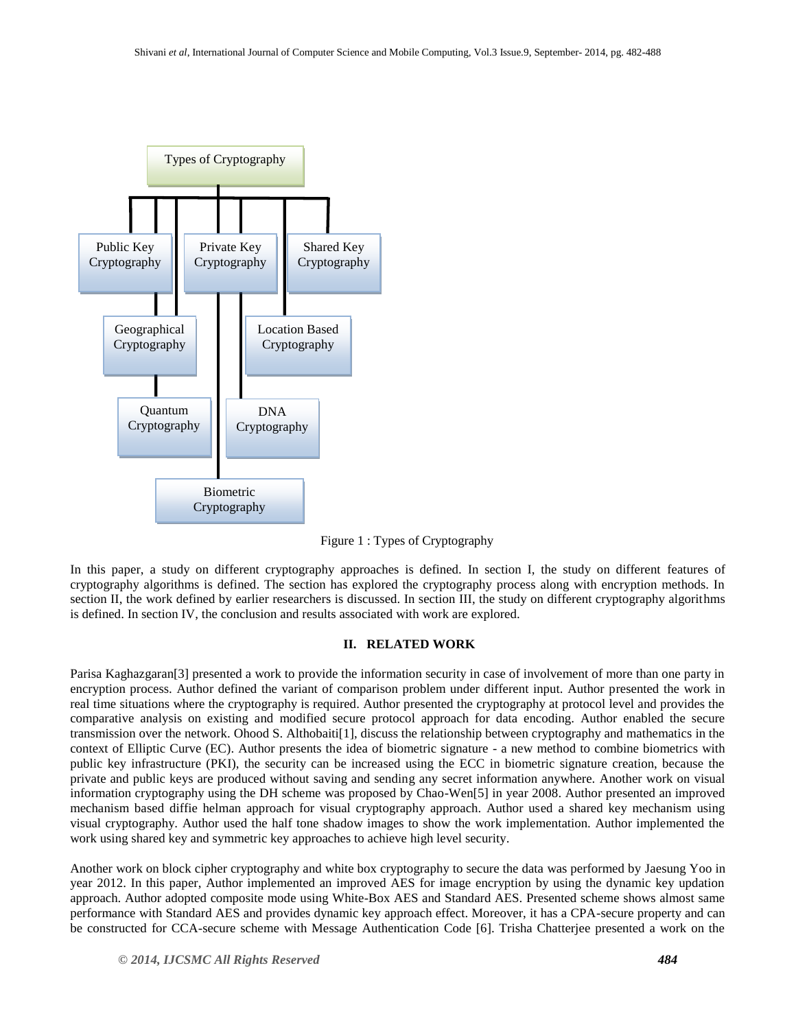Types of Cryptography

Public Key Cryptography

Private Key Cryptography

Shared Key Cryptography

Geographical Cryptography

Location Based Cryptography

Quantum Cryptography

DNA Cryptography

Biometric Cryptography

Figure 1 : Types of Cryptography

In this paper, a study on different cryptography approaches is defined. In section I, the study on different features of cryptography algorithms is defined. The section has explored the cryptography process along with encryption methods. In section II, the work defined by earlier researchers is discussed. In section III, the study on different cryptography algorithms is defined. In section IV, the conclusion and results associated with work are explored.

## II. RELATED WORK

Parisa Kaghazgaran[3] presented a work to provide the information security in case of involvement of more than one party in encryption process. Author defined the variant of comparison problem under different input. Author presented the work in real time situations where the cryptography is required. Author presented the cryptography at protocol level and provides the comparative analysis on existing and modified secure protocol approach for data encoding. Author enabled the secure transmission over the network. Ohood S. Althobaiti[1], discuss the relationship between cryptography and mathematics in the context of Elliptic Curve (EC). Author presents the idea of biometric signature - a new method to combine biometrics with public key infrastructure (PKI), the security can be increased using the ECC in biometric signature creation, because the private and public keys are produced without saving and sending any secret information anywhere. Another work on visual information cryptography using the DH scheme was proposed by Chao-Wen[5] in year 2008. Author presented an improved mechanism based diffie helman approach for visual cryptography approach. Author used a shared key mechanism using visual cryptography. Author used the half tone shadow images to show the work implementation. Author implemented the work using shared key and symmetric key approaches to achieve high level security.

Another work on block cipher cryptography and white box cryptography to secure the data was performed by Jaesung Yoo in year 2012. In this paper, Author implemented an improved AES for image encryption by using the dynamic key updation approach. Author adopted composite mode using White-Box AES and Standard AES. Presented scheme shows almost same performance with Standard AES and provides dynamic key approach effect. Moreover, it has a CPA-secure property and can be constructed for CCA-secure scheme with Message Authentication Code [6]. Trisha Chatterjee presented a work on the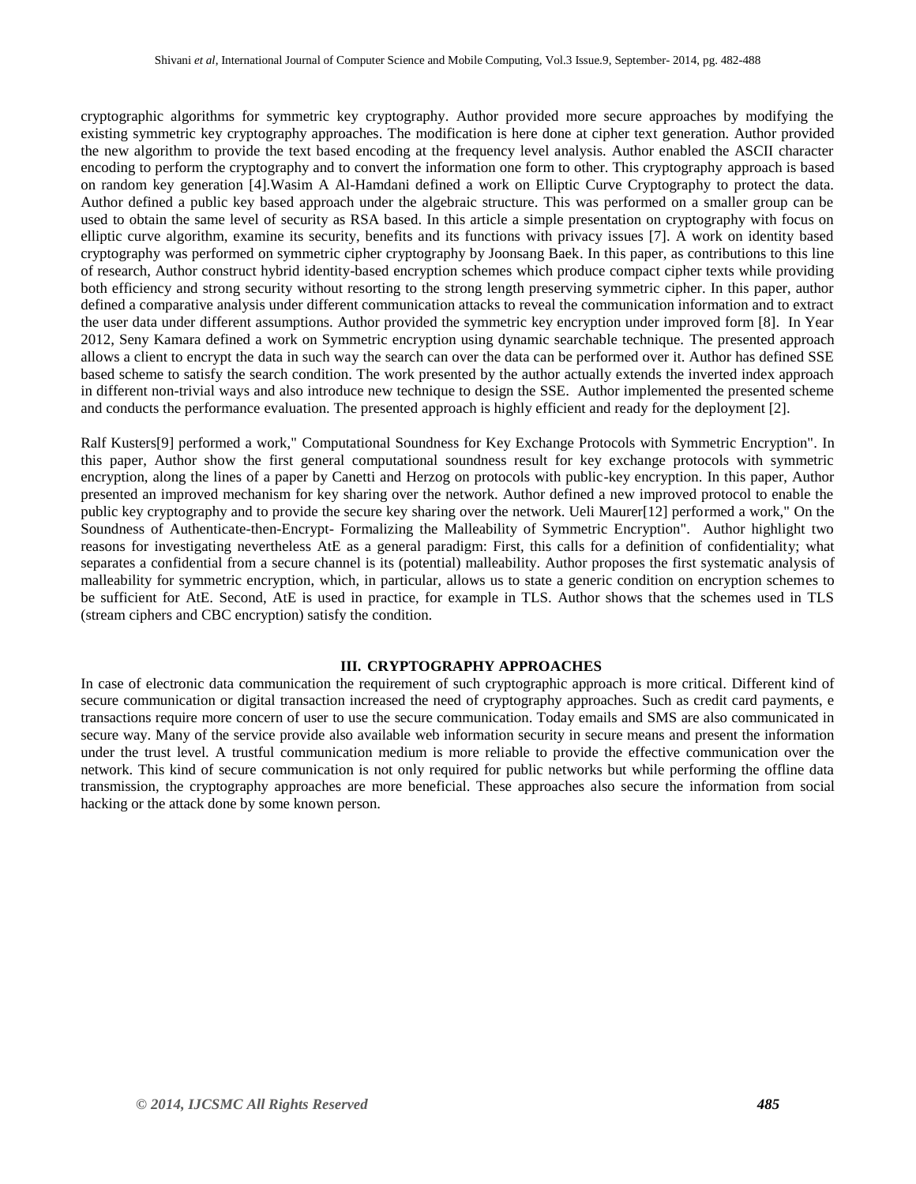cryptographic algorithms for symmetric key cryptography. Author provided more secure approaches by modifying the existing symmetric key cryptography approaches. The modification is here done at cipher text generation. Author provided the new algorithm to provide the text based encoding at the frequency level analysis. Author enabled the ASCII character encoding to perform the cryptography and to convert the information one form to other. This cryptography approach is based on random key generation [4].Wasim A Al-Hamdani defined a work on Elliptic Curve Cryptography to protect the data. Author defined a public key based approach under the algebraic structure. This was performed on a smaller group can be used to obtain the same level of security as RSA based. In this article a simple presentation on cryptography with focus on elliptic curve algorithm, examine its security, benefits and its functions with privacy issues [7]. A work on identity based cryptography was performed on symmetric cipher cryptography by Joonsang Baek. In this paper, as contributions to this line of research, Author construct hybrid identity-based encryption schemes which produce compact cipher texts while providing both efficiency and strong security without resorting to the strong length preserving symmetric cipher. In this paper, author defined a comparative analysis under different communication attacks to reveal the communication information and to extract the user data under different assumptions. Author provided the symmetric key encryption under improved form [8]. In Year 2012, Seny Kamara defined a work on Symmetric encryption using dynamic searchable technique. The presented approach allows a client to encrypt the data in such way the search can over the data can be performed over it. Author has defined SSE based scheme to satisfy the search condition. The work presented by the author actually extends the inverted index approach in different non-trivial ways and also introduce new technique to design the SSE. Author implemented the presented scheme and conducts the performance evaluation. The presented approach is highly efficient and ready for the deployment [2].

Ralf Kusters[9] performed a work," Computational Soundness for Key Exchange Protocols with Symmetric Encryption". In this paper, Author show the first general computational soundness result for key exchange protocols with symmetric encryption, along the lines of a paper by Canetti and Herzog on protocols with public-key encryption. In this paper, Author presented an improved mechanism for key sharing over the network. Author defined a new improved protocol to enable the public key cryptography and to provide the secure key sharing over the network. Ueli Maurer[12] performed a work," On the Soundness of Authenticate-then-Encrypt- Formalizing the Malleability of Symmetric Encryption". Author highlight two reasons for investigating nevertheless AtE as a general paradigm: First, this calls for a definition of confidentiality; what separates a confidential from a secure channel is its (potential) malleability. Author proposes the first systematic analysis of malleability for symmetric encryption, which, in particular, allows us to state a generic condition on encryption schemes to be sufficient for AtE. Second, AtE is used in practice, for example in TLS. Author shows that the schemes used in TLS (stream ciphers and CBC encryption) satisfy the condition.

## III. CRYPTOGRAPHY APPROACHES

In case of electronic data communication the requirement of such cryptographic approach is more critical. Different kind of secure communication or digital transaction increased the need of cryptography approaches. Such as credit card payments, e transactions require more concern of user to use the secure communication. Today emails and SMS are also communicated in secure way. Many of the service provide also available web information security in secure means and present the information under the trust level. A trustful communication medium is more reliable to provide the effective communication over the network. This kind of secure communication is not only required for public networks but while performing the offline data transmission, the cryptography approaches are more beneficial. These approaches also secure the information from social hacking or the attack done by some known person.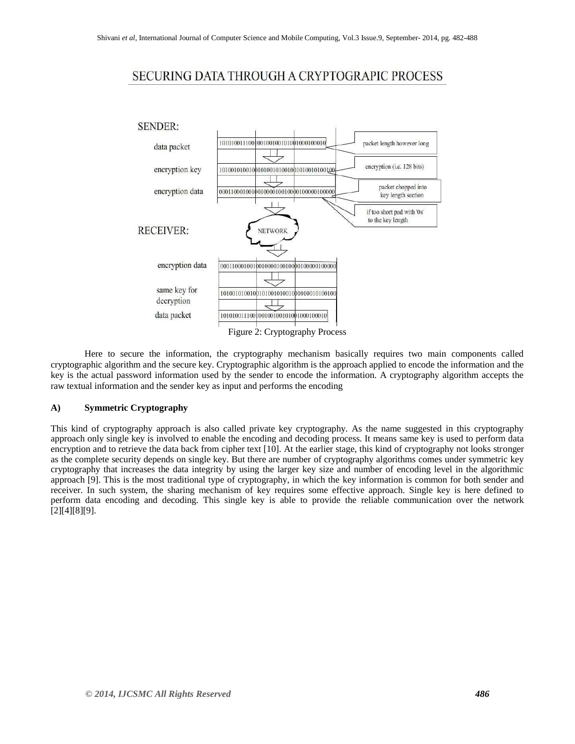Here to secure the information, the cryptography mechanism basically requires two main components called cryptographic algorithm and the secure key. Cryptographic algorithm is the approach applied to encode the information and the key is the actual password information used by the sender to encode the information. A cryptography algorithm accepts the raw textual information and the sender key as input and performs the encoding

Figure 2: Cryptography Process

### A) Symmetric Cryptography

This kind of cryptography approach is also called private key cryptography. As the name suggested in this cryptography approach only single key is involved to enable the encoding and decoding process. It means same key is used to perform data encryption and to retrieve the data back from cipher text [10]. At the earlier stage, this kind of cryptography not looks stronger as the complete security depends on single key. But there are number of cryptography algorithms comes under symmetric key cryptography that increases the data integrity by using the larger key size and number of encoding level in the algorithmic approach [9]. This is the most traditional type of cryptography, in which the key information is common for both sender and receiver. In such system, the sharing mechanism of key requires some effective approach. Single key is here defined to perform data encoding and decoding. This single key is able to provide the reliable communication over the network [2][4][8][9].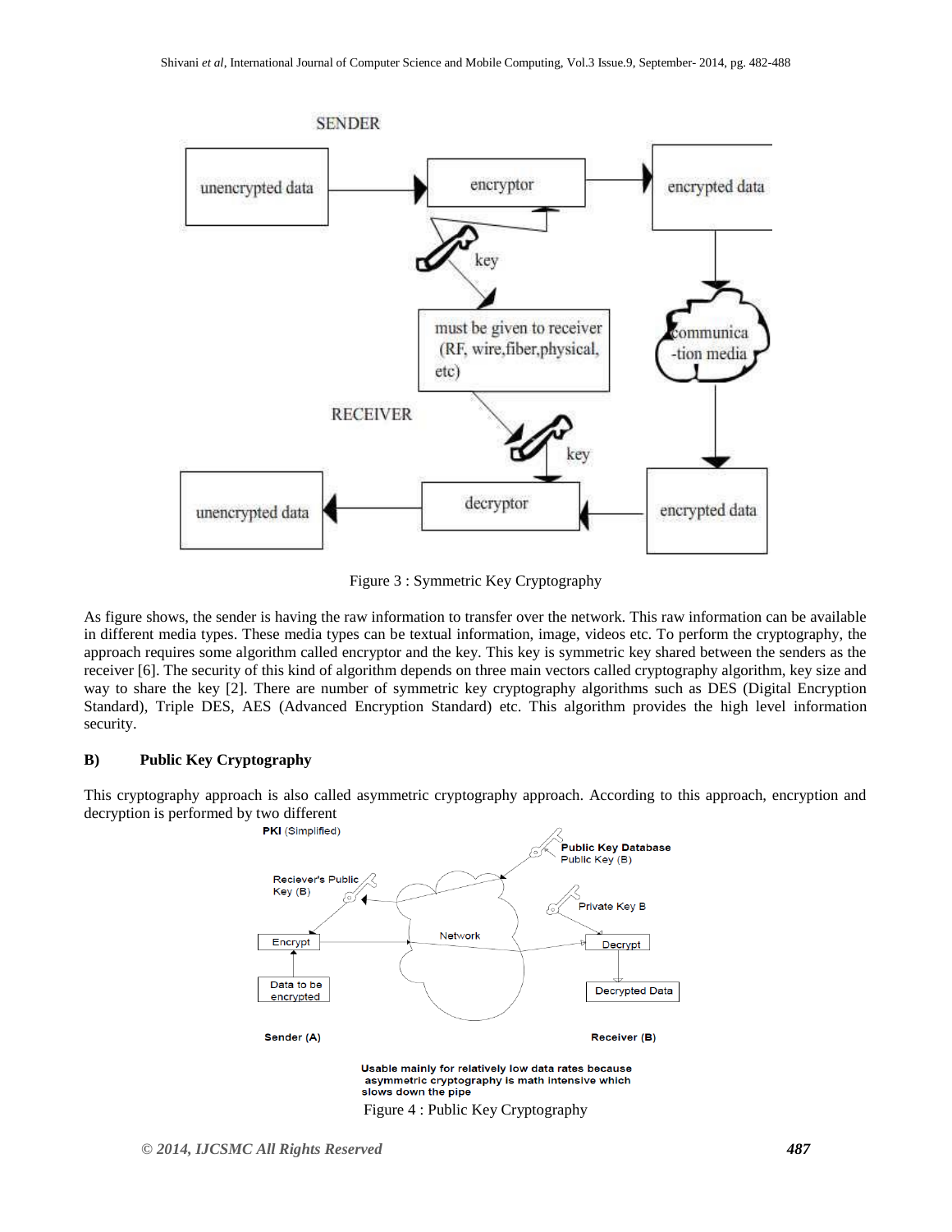Figure 3 : Symmetric Key Cryptography

As figure shows, the sender is having the raw information to transfer over the network. This raw information can be available in different media types. These media types can be textual information, image, videos etc. To perform the cryptography, the approach requires some algorithm called encryptor and the key. This key is symmetric key shared between the senders as the receiver [6]. The security of this kind of algorithm depends on three main vectors called cryptography algorithm, key size and way to share the key [2]. There are number of symmetric key cryptography algorithms such as DES (Digital Encryption Standard), Triple DES, AES (Advanced Encryption Standard) etc. This algorithm provides the high level information security.

### B) Public Key Cryptography

This cryptography approach is also called asymmetric cryptography approach. According to this approach, encryption and decryption is performed by two different

Usable mainly for relatively low data rates because asymmetric cryptography is math intensive which slows down the pipe

Figure 4 : Public Key Cryptography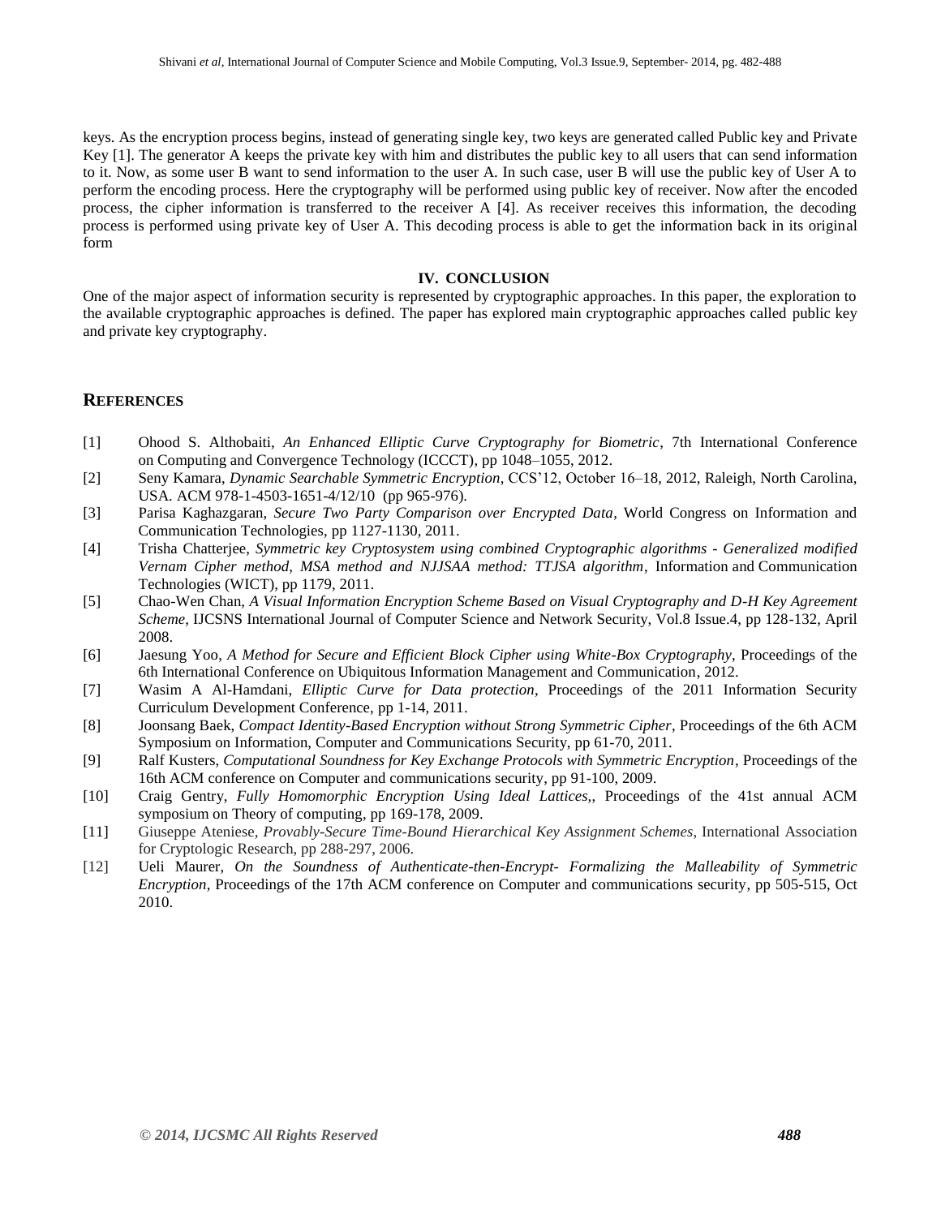keys. As the encryption process begins, instead of generating single key, two keys are generated called Public key and Private Key [1]. The generator A keeps the private key with him and distributes the public key to all users that can send information to it. Now, as some user B want to send information to the user A. In such case, user B will use the public key of User A to perform the encoding process. Here the cryptography will be performed using public key of receiver. Now after the encoded process, the cipher information is transferred to the receiver A [4]. As receiver receives this information, the decoding process is performed using private key of User A. This decoding process is able to get the information back in its original form

## IV. CONCLUSION

One of the major aspect of information security is represented by cryptographic approaches. In this paper, the exploration to the available cryptographic approaches is defined. The paper has explored main cryptographic approaches called public key and private key cryptography.

## REFERENCES

[1] Ohood S. Althobaiti, *An Enhanced Elliptic Curve Cryptography for Biometric*, 7th International Conference on Computing and Convergence Technology (ICCCT), pp 1048–1055, 2012.

[2] Seny Kamara, *Dynamic Searchable Symmetric Encryption*, CCS'12, October 16–18, 2012, Raleigh, North Carolina, USA. ACM 978-1-4503-1651-4/12/10 (pp 965-976).

[3] Parisa Kaghazgaran, *Secure Two Party Comparison over Encrypted Data*, World Congress on Information and Communication Technologies, pp 1127-1130, 2011.

[4] Trisha Chatterjee, *Symmetric key Cryptosystem using combined Cryptographic algorithms - Generalized modified Vernam Cipher method, MSA method and NJJSAA method: TTJSA algorithm*, Information and Communication Technologies (WICT), pp 1179, 2011.

[5] Chao-Wen Chan, *A Visual Information Encryption Scheme Based on Visual Cryptography and D-H Key Agreement Scheme*, IJCSNS International Journal of Computer Science and Network Security, Vol.8 Issue.4, pp 128-132, April 2008.

[6] Jaesung Yoo, *A Method for Secure and Efficient Block Cipher using White-Box Cryptography*, Proceedings of the 6th International Conference on Ubiquitous Information Management and Communication, 2012.

[7] Wasim A Al-Hamdani, *Elliptic Curve for Data protection*, Proceedings of the 2011 Information Security Curriculum Development Conference, pp 1-14, 2011.

[8] Joonsang Baek, *Compact Identity-Based Encryption without Strong Symmetric Cipher*, Proceedings of the 6th ACM Symposium on Information, Computer and Communications Security, pp 61-70, 2011.

[9] Ralf Kusters, *Computational Soundness for Key Exchange Protocols with Symmetric Encryption*, Proceedings of the 16th ACM conference on Computer and communications security, pp 91-100, 2009.

[10] Craig Gentry, *Fully Homomorphic Encryption Using Ideal Lattices*,, Proceedings of the 41st annual ACM symposium on Theory of computing, pp 169-178, 2009.

[11] Giuseppe Ateniese, *Provably-Secure Time-Bound Hierarchical Key Assignment Schemes*, International Association for Cryptologic Research, pp 288-297, 2006.

[12] Ueli Maurer, *On the Soundness of Authenticate-then-Encrypt- Formalizing the Malleability of Symmetric Encryption*, Proceedings of the 17th ACM conference on Computer and communications security, pp 505-515, Oct 2010.